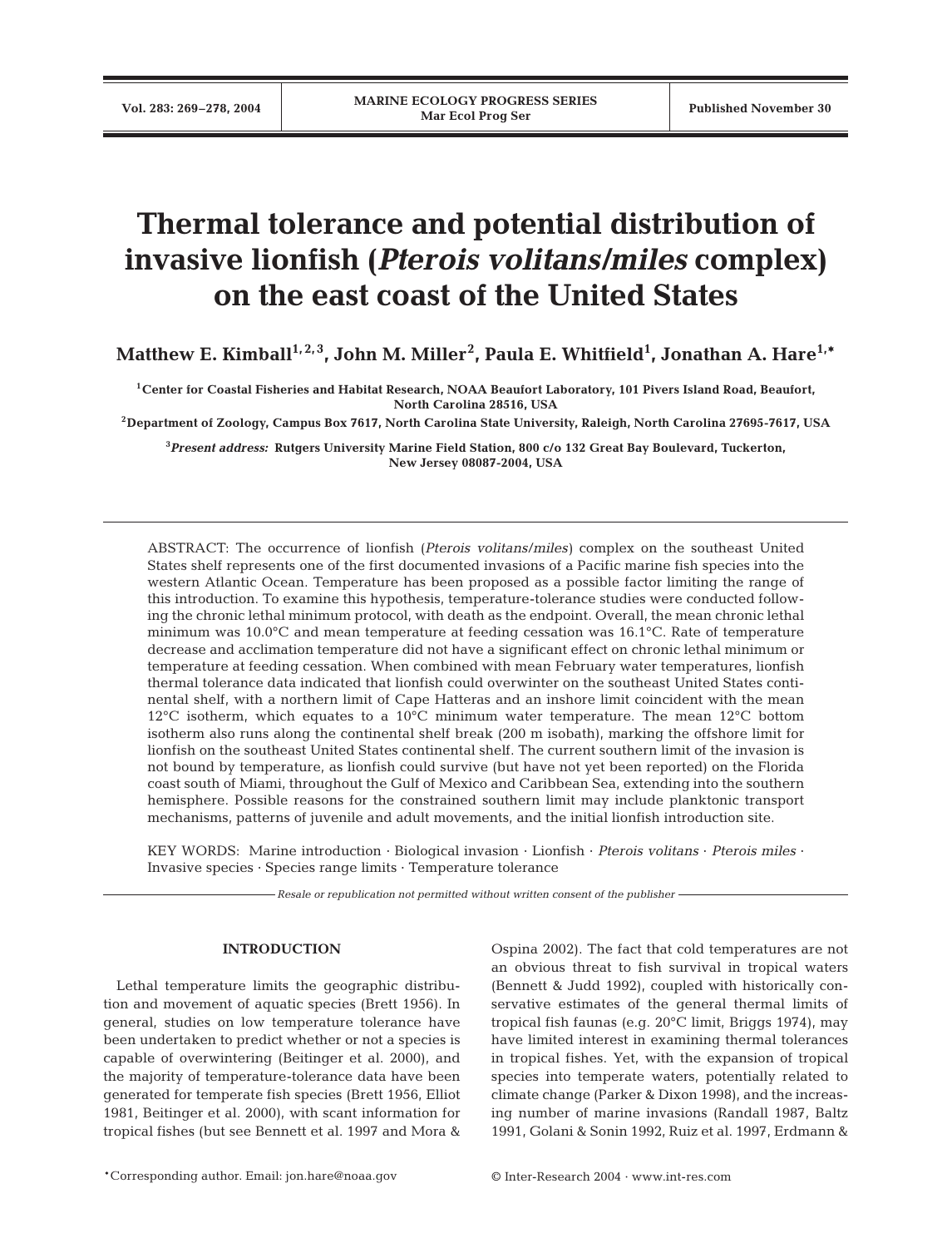# Thermal tolerance and potential distribution of invasive lionfish (*Pterois volitans/miles* complex) on the east coast of the United States

**Matthew E. Kimball[1,2,3], John M. Miller[2], Paula E. Whitfield[1], Jonathan A. Hare[1,*]**

[1]Center for Coastal Fisheries and Habitat Research, NOAA Beaufort Laboratory, 101 Pivers Island Road, Beaufort, North Carolina 28516, USA

[2]Department of Zoology, Campus Box 7617, North Carolina State University, Raleigh, North Carolina 27695-7617, USA

[3]*Present address:* Rutgers University Marine Field Station, 800 c/o 132 Great Bay Boulevard, Tuckerton, New Jersey 08087-2004, USA

ABSTRACT: The occurrence of lionfish (*Pterois volitans/miles*) complex on the southeast United States shelf represents one of the first documented invasions of a Pacific marine fish species into the western Atlantic Ocean. Temperature has been proposed as a possible factor limiting the range of this introduction. To examine this hypothesis, temperature-tolerance studies were conducted following the chronic lethal minimum protocol, with death as the endpoint. Overall, the mean chronic lethal minimum was 10.0°C and mean temperature at feeding cessation was 16.1°C. Rate of temperature decrease and acclimation temperature did not have a significant effect on chronic lethal minimum or temperature at feeding cessation. When combined with mean February water temperatures, lionfish thermal tolerance data indicated that lionfish could overwinter on the southeast United States continental shelf, with a northern limit of Cape Hatteras and an inshore limit coincident with the mean 12°C isotherm, which equates to a 10°C minimum water temperature. The mean 12°C bottom isotherm also runs along the continental shelf break (200 m isobath), marking the offshore limit for lionfish on the southeast United States continental shelf. The current southern limit of the invasion is not bound by temperature, as lionfish could survive (but have not yet been reported) on the Florida coast south of Miami, throughout the Gulf of Mexico and Caribbean Sea, extending into the southern hemisphere. Possible reasons for the constrained southern limit may include planktonic transport mechanisms, patterns of juvenile and adult movements, and the initial lionfish introduction site.

KEY WORDS: Marine introduction · Biological invasion · Lionfish · *Pterois volitans* · *Pterois miles* · Invasive species · Species range limits · Temperature tolerance

*Resale or republication not permitted without written consent of the publisher*

## INTRODUCTION

Lethal temperature limits the geographic distribution and movement of aquatic species (Brett 1956). In general, studies on low temperature tolerance have been undertaken to predict whether or not a species is capable of overwintering (Beitinger et al. 2000), and the majority of temperature-tolerance data have been generated for temperate fish species (Brett 1956, Elliot 1981, Beitinger et al. 2000), with scant information for tropical fishes (but see Bennett et al. 1997 and Mora & Ospina 2002). The fact that cold temperatures are not an obvious threat to fish survival in tropical waters (Bennett & Judd 1992), coupled with historically conservative estimates of the general thermal limits of tropical fish faunas (e.g. 20°C limit, Briggs 1974), may have limited interest in examining thermal tolerances in tropical fishes. Yet, with the expansion of tropical species into temperate waters, potentially related to climate change (Parker & Dixon 1998), and the increasing number of marine invasions (Randall 1987, Baltz 1991, Golani & Sonin 1992, Ruiz et al. 1997, Erdmann &

*Corresponding author. Email: jon.hare@noaa.gov

© Inter-Research 2004 · www.int-res.com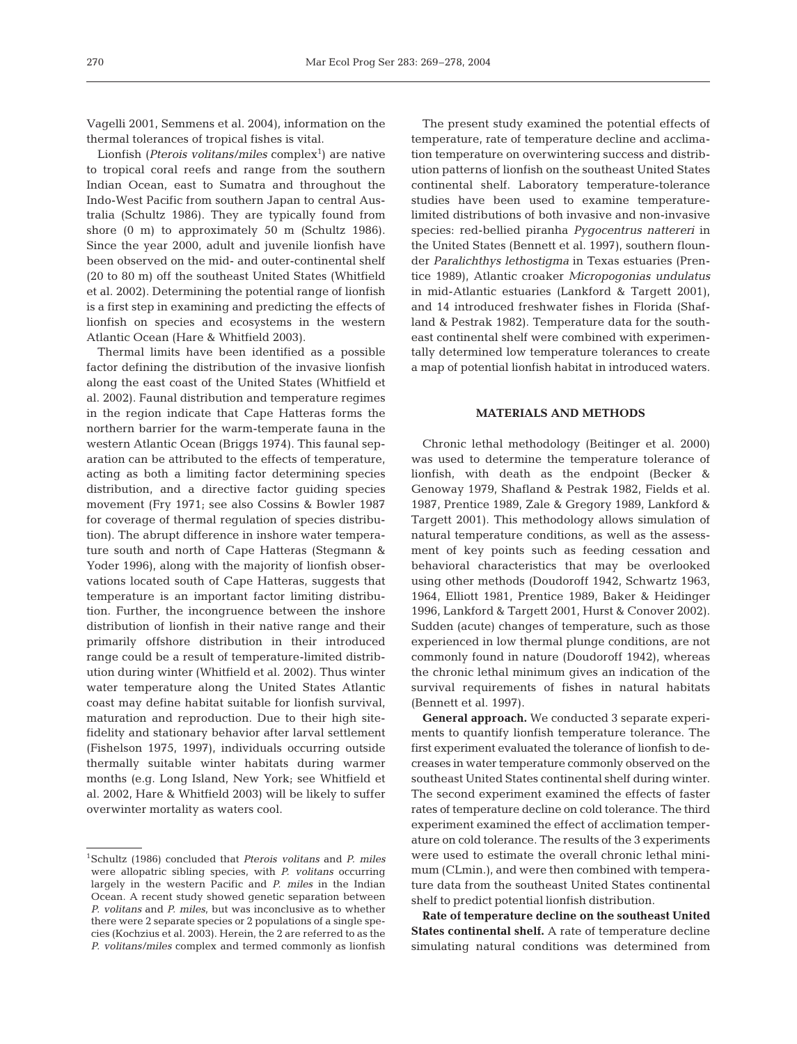Vagelli 2001, Semmens et al. 2004), information on the thermal tolerances of tropical fishes is vital.

Lionfish (*Pterois volitans/miles* complex[1]) are native to tropical coral reefs and range from the southern Indian Ocean, east to Sumatra and throughout the Indo-West Pacific from southern Japan to central Australia (Schultz 1986). They are typically found from shore (0 m) to approximately 50 m (Schultz 1986). Since the year 2000, adult and juvenile lionfish have been observed on the mid- and outer-continental shelf (20 to 80 m) off the southeast United States (Whitfield et al. 2002). Determining the potential range of lionfish is a first step in examining and predicting the effects of lionfish on species and ecosystems in the western Atlantic Ocean (Hare & Whitfield 2003).

Thermal limits have been identified as a possible factor defining the distribution of the invasive lionfish along the east coast of the United States (Whitfield et al. 2002). Faunal distribution and temperature regimes in the region indicate that Cape Hatteras forms the northern barrier for the warm-temperate fauna in the western Atlantic Ocean (Briggs 1974). This faunal separation can be attributed to the effects of temperature, acting as both a limiting factor determining species distribution, and a directive factor guiding species movement (Fry 1971; see also Cossins & Bowler 1987 for coverage of thermal regulation of species distribution). The abrupt difference in inshore water temperature south and north of Cape Hatteras (Stegmann & Yoder 1996), along with the majority of lionfish observations located south of Cape Hatteras, suggests that temperature is an important factor limiting distribution. Further, the incongruence between the inshore distribution of lionfish in their native range and their primarily offshore distribution in their introduced range could be a result of temperature-limited distribution during winter (Whitfield et al. 2002). Thus winter water temperature along the United States Atlantic coast may define habitat suitable for lionfish survival, maturation and reproduction. Due to their high site-fidelity and stationary behavior after larval settlement (Fishelson 1975, 1997), individuals occurring outside thermally suitable winter habitats during warmer months (e.g. Long Island, New York; see Whitfield et al. 2002, Hare & Whitfield 2003) will be likely to suffer overwinter mortality as waters cool.

The present study examined the potential effects of temperature, rate of temperature decline and acclimation temperature on overwintering success and distribution patterns of lionfish on the southeast United States continental shelf. Laboratory temperature-tolerance studies have been used to examine temperature-limited distributions of both invasive and non-invasive species: red-bellied piranha *Pygocentrus nattereri* in the United States (Bennett et al. 1997), southern flounder *Paralichthys lethostigma* in Texas estuaries (Prentice 1989), Atlantic croaker *Micropogonias undulatus* in mid-Atlantic estuaries (Lankford & Targett 2001), and 14 introduced freshwater fishes in Florida (Shafland & Pestrak 1982). Temperature data for the southeast continental shelf were combined with experimentally determined low temperature tolerances to create a map of potential lionfish habitat in introduced waters.

## MATERIALS AND METHODS

Chronic lethal methodology (Beitinger et al. 2000) was used to determine the temperature tolerance of lionfish, with death as the endpoint (Becker & Genoway 1979, Shafland & Pestrak 1982, Fields et al. 1987, Prentice 1989, Zale & Gregory 1989, Lankford & Targett 2001). This methodology allows simulation of natural temperature conditions, as well as the assessment of key points such as feeding cessation and behavioral characteristics that may be overlooked using other methods (Doudoroff 1942, Schwartz 1963, 1964, Elliott 1981, Prentice 1989, Baker & Heidinger 1996, Lankford & Targett 2001, Hurst & Conover 2002). Sudden (acute) changes of temperature, such as those experienced in low thermal plunge conditions, are not commonly found in nature (Doudoroff 1942), whereas the chronic lethal minimum gives an indication of the survival requirements of fishes in natural habitats (Bennett et al. 1997).

**General approach.** We conducted 3 separate experiments to quantify lionfish temperature tolerance. The first experiment evaluated the tolerance of lionfish to decreases in water temperature commonly observed on the southeast United States continental shelf during winter. The second experiment examined the effects of faster rates of temperature decline on cold tolerance. The third experiment examined the effect of acclimation temperature on cold tolerance. The results of the 3 experiments were used to estimate the overall chronic lethal minimum (CLmin.), and were then combined with temperature data from the southeast United States continental shelf to predict potential lionfish distribution.

**Rate of temperature decline on the southeast United States continental shelf.** A rate of temperature decline simulating natural conditions was determined from

[1]Schultz (1986) concluded that *Pterois volitans* and *P. miles* were allopatric sibling species, with *P. volitans* occurring largely in the western Pacific and *P. miles* in the Indian Ocean. A recent study showed genetic separation between *P. volitans* and *P. miles*, but was inconclusive as to whether there were 2 separate species or 2 populations of a single species (Kochzius et al. 2003). Herein, the 2 are referred to as the *P. volitans/miles* complex and termed commonly as lionfish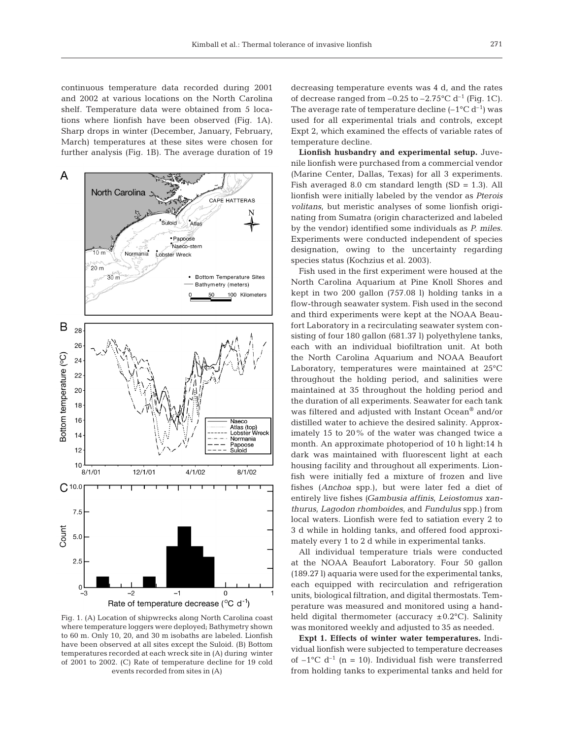continuous temperature data recorded during 2001 and 2002 at various locations on the North Carolina shelf. Temperature data were obtained from 5 locations where lionfish have been observed (Fig. 1A). Sharp drops in winter (December, January, February, March) temperatures at these sites were chosen for further analysis (Fig. 1B). The average duration of 19 decreasing temperature events was 4 d, and the rates of decrease ranged from –0.25 to –2.75°C $d^{-1}$ (Fig. 1C). The average rate of temperature decline (–1°C $d^{-1}$) was used for all experimental trials and controls, except Expt 2, which examined the effects of variable rates of temperature decline.

Fig. 1. (A) Location of shipwrecks along North Carolina coast where temperature loggers were deployed; Bathymetry shown to 60 m. Only 10, 20, and 30 m isobaths are labeled. Lionfish have been observed at all sites except the Suloid. (B) Bottom temperatures recorded at each wreck site in (A) during winter of 2001 to 2002. (C) Rate of temperature decline for 19 cold events recorded from sites in (A)

**Lionfish husbandry and experimental setup.** Juvenile lionfish were purchased from a commercial vendor (Marine Center, Dallas, Texas) for all 3 experiments. Fish averaged 8.0 cm standard length (SD = 1.3). All lionfish were initially labeled by the vendor as *Pterois volitans*, but meristic analyses of some lionfish originating from Sumatra (origin characterized and labeled by the vendor) identified some individuals as *P. miles*. Experiments were conducted independent of species designation, owing to the uncertainty regarding species status (Kochzius et al. 2003).

Fish used in the first experiment were housed at the North Carolina Aquarium at Pine Knoll Shores and kept in two 200 gallon (757.08 l) holding tanks in a flow-through seawater system. Fish used in the second and third experiments were kept at the NOAA Beaufort Laboratory in a recirculating seawater system consisting of four 180 gallon (681.37 l) polyethylene tanks, each with an individual biofiltration unit. At both the North Carolina Aquarium and NOAA Beaufort Laboratory, temperatures were maintained at 25°C throughout the holding period, and salinities were maintained at 35 throughout the holding period and the duration of all experiments. Seawater for each tank was filtered and adjusted with Instant Ocean® and/or distilled water to achieve the desired salinity. Approximately 15 to 20% of the water was changed twice a month. An approximate photoperiod of 10 h light:14 h dark was maintained with fluorescent light at each housing facility and throughout all experiments. Lionfish were initially fed a mixture of frozen and live fishes (*Anchoa* spp.), but were later fed a diet of entirely live fishes (*Gambusia affinis*, *Leiostomus xanthurus*, *Lagodon rhomboides*, and *Fundulus* spp.) from local waters. Lionfish were fed to satiation every 2 to 3 d while in holding tanks, and offered food approximately every 1 to 2 d while in experimental tanks.

All individual temperature trials were conducted at the NOAA Beaufort Laboratory. Four 50 gallon (189.27 l) aquaria were used for the experimental tanks, each equipped with recirculation and refrigeration units, biological filtration, and digital thermostats. Temperature was measured and monitored using a handheld digital thermometer (accuracy ±0.2°C). Salinity was monitored weekly and adjusted to 35 as needed.

**Expt 1. Effects of winter water temperatures.** Individual lionfish were subjected to temperature decreases of –1°C $d^{-1}$ (n = 10). Individual fish were transferred from holding tanks to experimental tanks and held for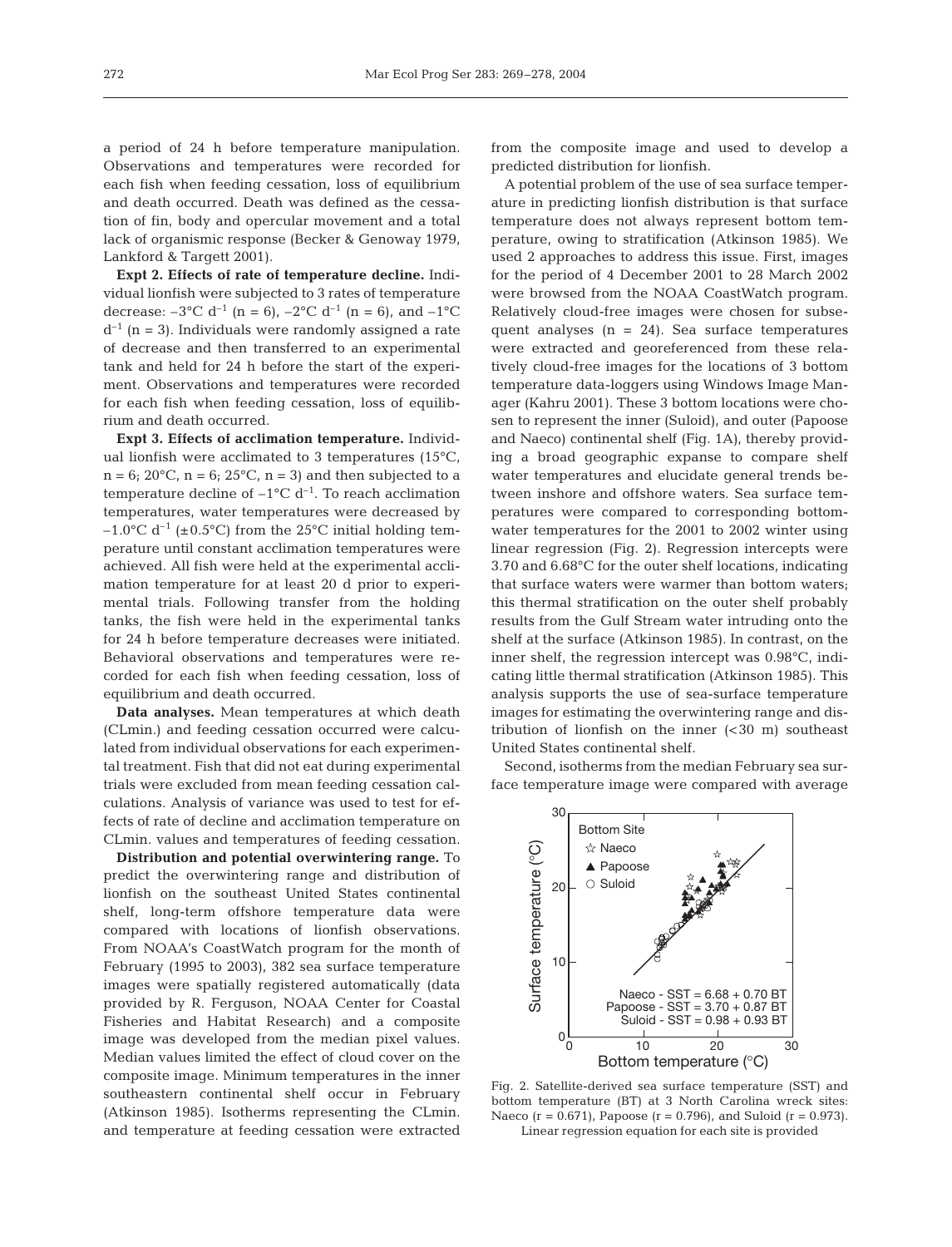a period of 24 h before temperature manipulation. Observations and temperatures were recorded for each fish when feeding cessation, loss of equilibrium and death occurred. Death was defined as the cessation of fin, body and opercular movement and a total lack of organismic response (Becker & Genoway 1979, Lankford & Targett 2001).

**Expt 2. Effects of rate of temperature decline.** Individual lionfish were subjected to 3 rates of temperature decrease: $-3°C\ d^{-1}$ (n = 6), $-2°C\ d^{-1}$ (n = 6), and $-1°C\ d^{-1}$ (n = 3). Individuals were randomly assigned a rate of decrease and then transferred to an experimental tank and held for 24 h before the start of the experiment. Observations and temperatures were recorded for each fish when feeding cessation, loss of equilibrium and death occurred.

**Expt 3. Effects of acclimation temperature.** Individual lionfish were acclimated to 3 temperatures (15°C, n = 6; 20°C, n = 6; 25°C, n = 3) and then subjected to a temperature decline of $-1°C\ d^{-1}$. To reach acclimation temperatures, water temperatures were decreased by $-1.0°C\ d^{-1}$ ($\pm 0.5°C$) from the 25°C initial holding temperature until constant acclimation temperatures were achieved. All fish were held at the experimental acclimation temperature for at least 20 d prior to experimental trials. Following transfer from the holding tanks, the fish were held in the experimental tanks for 24 h before temperature decreases were initiated. Behavioral observations and temperatures were recorded for each fish when feeding cessation, loss of equilibrium and death occurred.

**Data analyses.** Mean temperatures at which death (CLmin.) and feeding cessation occurred were calculated from individual observations for each experimental treatment. Fish that did not eat during experimental trials were excluded from mean feeding cessation calculations. Analysis of variance was used to test for effects of rate of decline and acclimation temperature on CLmin. values and temperatures of feeding cessation.

**Distribution and potential overwintering range.** To predict the overwintering range and distribution of lionfish on the southeast United States continental shelf, long-term offshore temperature data were compared with locations of lionfish observations. From NOAA's CoastWatch program for the month of February (1995 to 2003), 382 sea surface temperature images were spatially registered automatically (data provided by R. Ferguson, NOAA Center for Coastal Fisheries and Habitat Research) and a composite image was developed from the median pixel values. Median values limited the effect of cloud cover on the composite image. Minimum temperatures in the inner southeastern continental shelf occur in February (Atkinson 1985). Isotherms representing the CLmin. and temperature at feeding cessation were extracted from the composite image and used to develop a predicted distribution for lionfish.

A potential problem of the use of sea surface temperature in predicting lionfish distribution is that surface temperature does not always represent bottom temperature, owing to stratification (Atkinson 1985). We used 2 approaches to address this issue. First, images for the period of 4 December 2001 to 28 March 2002 were browsed from the NOAA CoastWatch program. Relatively cloud-free images were chosen for subsequent analyses (n = 24). Sea surface temperatures were extracted and georeferenced from these relatively cloud-free images for the locations of 3 bottom temperature data-loggers using Windows Image Manager (Kahru 2001). These 3 bottom locations were chosen to represent the inner (Suloid), and outer (Papoose and Naeco) continental shelf (Fig. 1A), thereby providing a broad geographic expanse to compare shelf water temperatures and elucidate general trends between inshore and offshore waters. Sea surface temperatures were compared to corresponding bottom-water temperatures for the 2001 to 2002 winter using linear regression (Fig. 2). Regression intercepts were 3.70 and 6.68°C for the outer shelf locations, indicating that surface waters were warmer than bottom waters; this thermal stratification on the outer shelf probably results from the Gulf Stream water intruding onto the shelf at the surface (Atkinson 1985). In contrast, on the inner shelf, the regression intercept was 0.98°C, indicating little thermal stratification (Atkinson 1985). This analysis supports the use of sea-surface temperature images for estimating the overwintering range and distribution of lionfish on the inner (<30 m) southeast United States continental shelf.

Second, isotherms from the median February sea surface temperature image were compared with average

Fig. 2. Satellite-derived sea surface temperature (SST) and bottom temperature (BT) at 3 North Carolina wreck sites: Naeco (r = 0.671), Papoose (r = 0.796), and Suloid (r = 0.973). Linear regression equation for each site is provided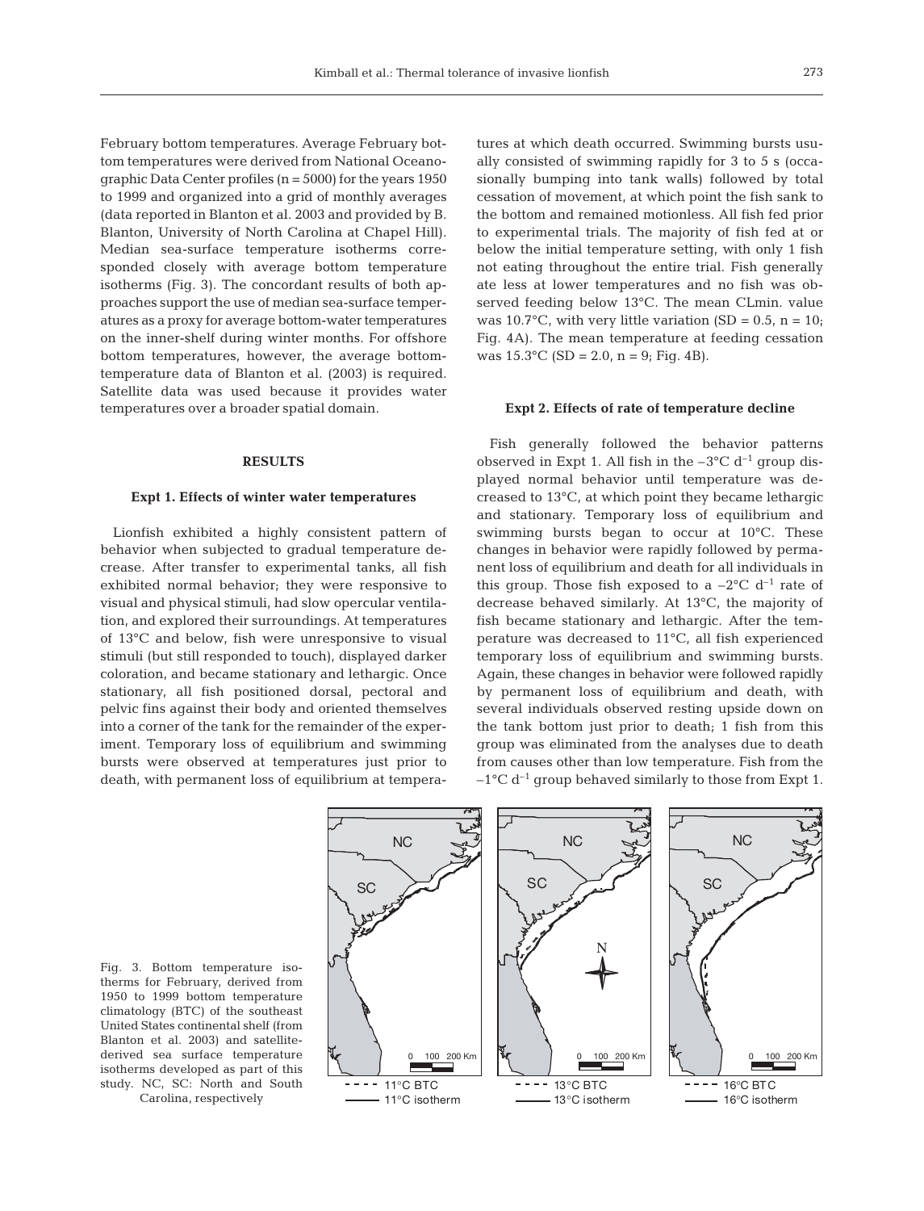February bottom temperatures. Average February bottom temperatures were derived from National Oceanographic Data Center profiles (n = 5000) for the years 1950 to 1999 and organized into a grid of monthly averages (data reported in Blanton et al. 2003 and provided by B. Blanton, University of North Carolina at Chapel Hill). Median sea-surface temperature isotherms corresponded closely with average bottom temperature isotherms (Fig. 3). The concordant results of both approaches support the use of median sea-surface temperatures as a proxy for average bottom-water temperatures on the inner-shelf during winter months. For offshore bottom temperatures, however, the average bottom-temperature data of Blanton et al. (2003) is required. Satellite data was used because it provides water temperatures over a broader spatial domain.

## RESULTS

### Expt 1. Effects of winter water temperatures

Lionfish exhibited a highly consistent pattern of behavior when subjected to gradual temperature decrease. After transfer to experimental tanks, all fish exhibited normal behavior; they were responsive to visual and physical stimuli, had slow opercular ventilation, and explored their surroundings. At temperatures of 13°C and below, fish were unresponsive to visual stimuli (but still responded to touch), displayed darker coloration, and became stationary and lethargic. Once stationary, all fish positioned dorsal, pectoral and pelvic fins against their body and oriented themselves into a corner of the tank for the remainder of the experiment. Temporary loss of equilibrium and swimming bursts were observed at temperatures just prior to death, with permanent loss of equilibrium at temperatures at which death occurred. Swimming bursts usually consisted of swimming rapidly for 3 to 5 s (occasionally bumping into tank walls) followed by total cessation of movement, at which point the fish sank to the bottom and remained motionless. All fish fed prior to experimental trials. The majority of fish fed at or below the initial temperature setting, with only 1 fish not eating throughout the entire trial. Fish generally ate less at lower temperatures and no fish was observed feeding below 13°C. The mean CLmin. value was 10.7°C, with very little variation (SD = 0.5, n = 10; Fig. 4A). The mean temperature at feeding cessation was 15.3°C (SD = 2.0, n = 9; Fig. 4B).

### Expt 2. Effects of rate of temperature decline

Fish generally followed the behavior patterns observed in Expt 1. All fish in the $-3$°C d$^{-1}$ group displayed normal behavior until temperature was decreased to 13°C, at which point they became lethargic and stationary. Temporary loss of equilibrium and swimming bursts began to occur at 10°C. These changes in behavior were rapidly followed by permanent loss of equilibrium and death for all individuals in this group. Those fish exposed to a $-2$°C d$^{-1}$ rate of decrease behaved similarly. At 13°C, the majority of fish became stationary and lethargic. After the temperature was decreased to 11°C, all fish experienced temporary loss of equilibrium and swimming bursts. Again, these changes in behavior were followed rapidly by permanent loss of equilibrium and death, with several individuals observed resting upside down on the tank bottom just prior to death; 1 fish from this group was eliminated from the analyses due to death from causes other than low temperature. Fish from the $-1$°C d$^{-1}$ group behaved similarly to those from Expt 1.

Fig. 3. Bottom temperature isotherms for February, derived from 1950 to 1999 bottom temperature climatology (BTC) of the southeast United States continental shelf (from Blanton et al. 2003) and satellite-derived sea surface temperature isotherms developed as part of this study. NC, SC: North and South Carolina, respectively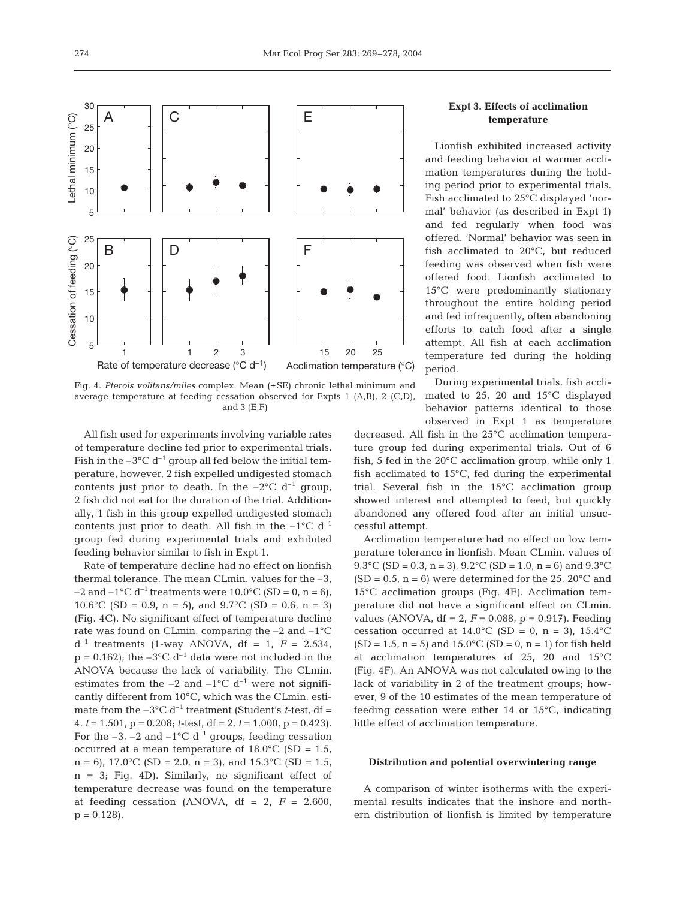Fig. 4. *Pterois volitans/miles* complex. Mean (±SE) chronic lethal minimum and average temperature at feeding cessation observed for Expts 1 (A,B), 2 (C,D), and 3 (E,F)

All fish used for experiments involving variable rates of temperature decline fed prior to experimental trials. Fish in the $-3°C\ d^{-1}$ group all fed below the initial temperature, however, 2 fish expelled undigested stomach contents just prior to death. In the $-2°C\ d^{-1}$ group, 2 fish did not eat for the duration of the trial. Additionally, 1 fish in this group expelled undigested stomach contents just prior to death. All fish in the $-1°C\ d^{-1}$ group fed during experimental trials and exhibited feeding behavior similar to fish in Expt 1.

Rate of temperature decline had no effect on lionfish thermal tolerance. The mean CLmin. values for the –3, –2 and $-1°C\ d^{-1}$ treatments were 10.0°C (SD = 0, n = 6), 10.6°C (SD = 0.9, n = 5), and 9.7°C (SD = 0.6, n = 3) (Fig. 4C). No significant effect of temperature decline rate was found on CLmin. comparing the –2 and $-1°C\ d^{-1}$ treatments (1-way ANOVA, df = 1, $F$ = 2.534, p = 0.162); the $-3°C\ d^{-1}$ data were not included in the ANOVA because the lack of variability. The CLmin. estimates from the –2 and $-1°C\ d^{-1}$ were not significantly different from 10°C, which was the CLmin. estimate from the $-3°C\ d^{-1}$ treatment (Student's $t$-test, df = 4, $t$ = 1.501, p = 0.208; $t$-test, df = 2, $t$ = 1.000, p = 0.423). For the –3, –2 and $-1°C\ d^{-1}$ groups, feeding cessation occurred at a mean temperature of 18.0°C (SD = 1.5, n = 6), 17.0°C (SD = 2.0, n = 3), and 15.3°C (SD = 1.5, n = 3; Fig. 4D). Similarly, no significant effect of temperature decrease was found on the temperature at feeding cessation (ANOVA, df = 2, $F$ = 2.600, p = 0.128).

### Expt 3. Effects of acclimation temperature

Lionfish exhibited increased activity and feeding behavior at warmer acclimation temperatures during the holding period prior to experimental trials. Fish acclimated to 25°C displayed 'normal' behavior (as described in Expt 1) and fed regularly when food was offered. 'Normal' behavior was seen in fish acclimated to 20°C, but reduced feeding was observed when fish were offered food. Lionfish acclimated to 15°C were predominantly stationary throughout the entire holding period and fed infrequently, often abandoning efforts to catch food after a single attempt. All fish at each acclimation temperature fed during the holding period.

During experimental trials, fish acclimated to 25, 20 and 15°C displayed behavior patterns identical to those observed in Expt 1 as temperature decreased. All fish in the 25°C acclimation temperature group fed during experimental trials. Out of 6 fish, 5 fed in the 20°C acclimation group, while only 1 fish acclimated to 15°C, fed during the experimental trial. Several fish in the 15°C acclimation group showed interest and attempted to feed, but quickly abandoned any offered food after an initial unsuccessful attempt.

Acclimation temperature had no effect on low temperature tolerance in lionfish. Mean CLmin. values of 9.3°C (SD = 0.3, n = 3), 9.2°C (SD = 1.0, n = 6) and 9.3°C (SD = 0.5, n = 6) were determined for the 25, 20°C and 15°C acclimation groups (Fig. 4E). Acclimation temperature did not have a significant effect on CLmin. values (ANOVA, df = 2, $F$ = 0.088, p = 0.917). Feeding cessation occurred at 14.0°C (SD = 0, n = 3), 15.4°C (SD = 1.5, n = 5) and 15.0°C (SD = 0, n = 1) for fish held at acclimation temperatures of 25, 20 and 15°C (Fig. 4F). An ANOVA was not calculated owing to the lack of variability in 2 of the treatment groups; however, 9 of the 10 estimates of the mean temperature of feeding cessation were either 14 or 15°C, indicating little effect of acclimation temperature.

### Distribution and potential overwintering range

A comparison of winter isotherms with the experimental results indicates that the inshore and northern distribution of lionfish is limited by temperature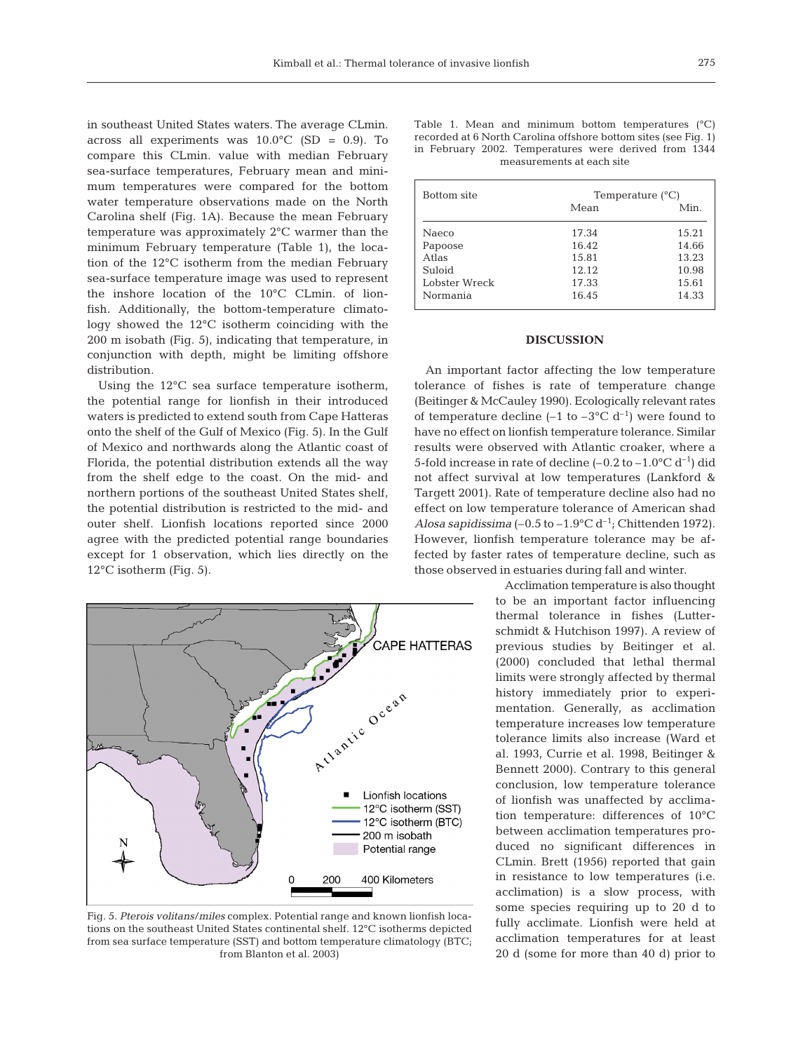in southeast United States waters. The average CLmin. across all experiments was 10.0°C (SD = 0.9). To compare this CLmin. value with median February sea-surface temperatures, February mean and minimum temperatures were compared for the bottom water temperature observations made on the North Carolina shelf (Fig. 1A). Because the mean February temperature was approximately 2°C warmer than the minimum February temperature (Table 1), the location of the 12°C isotherm from the median February sea-surface temperature image was used to represent the inshore location of the 10°C CLmin. of lionfish. Additionally, the bottom-temperature climatology showed the 12°C isotherm coinciding with the 200 m isobath (Fig. 5), indicating that temperature, in conjunction with depth, might be limiting offshore distribution.

Using the 12°C sea surface temperature isotherm, the potential range for lionfish in their introduced waters is predicted to extend south from Cape Hatteras onto the shelf of the Gulf of Mexico (Fig. 5). In the Gulf of Mexico and northwards along the Atlantic coast of Florida, the potential distribution extends all the way from the shelf edge to the coast. On the mid- and northern portions of the southeast United States shelf, the potential distribution is restricted to the mid- and outer shelf. Lionfish locations reported since 2000 agree with the predicted potential range boundaries except for 1 observation, which lies directly on the 12°C isotherm (Fig. 5).

Fig. 5. *Pterois volitans/miles* complex. Potential range and known lionfish locations on the southeast United States continental shelf. 12°C isotherms depicted from sea surface temperature (SST) and bottom temperature climatology (BTC; from Blanton et al. 2003)

Table 1. Mean and minimum bottom temperatures (°C) recorded at 6 North Carolina offshore bottom sites (see Fig. 1) in February 2002. Temperatures were derived from 1344 measurements at each site

| Bottom site | Temperature (°C) | |
|---|---|---|
| | Mean | Min. |
| Naeco | 17.34 | 15.21 |
| Papoose | 16.42 | 14.66 |
| Atlas | 15.81 | 13.23 |
| Suloid | 12.12 | 10.98 |
| Lobster Wreck | 17.33 | 15.61 |
| Normania | 16.45 | 14.33 |

## DISCUSSION

An important factor affecting the low temperature tolerance of fishes is rate of temperature change (Beitinger & McCauley 1990). Ecologically relevant rates of temperature decline (–1 to –3°C $d^{-1}$) were found to have no effect on lionfish temperature tolerance. Similar results were observed with Atlantic croaker, where a 5-fold increase in rate of decline (–0.2 to –1.0°C $d^{-1}$) did not affect survival at low temperatures (Lankford & Targett 2001). Rate of temperature decline also had no effect on low temperature tolerance of American shad *Alosa sapidissima* (–0.5 to –1.9°C $d^{-1}$; Chittenden 1972). However, lionfish temperature tolerance may be affected by faster rates of temperature decline, such as those observed in estuaries during fall and winter.

Acclimation temperature is also thought to be an important factor influencing thermal tolerance in fishes (Lutterschmidt & Hutchison 1997). A review of previous studies by Beitinger et al. (2000) concluded that lethal thermal limits were strongly affected by thermal history immediately prior to experimentation. Generally, as acclimation temperature increases low temperature tolerance limits also increase (Ward et al. 1993, Currie et al. 1998, Beitinger & Bennett 2000). Contrary to this general conclusion, low temperature tolerance of lionfish was unaffected by acclimation temperature: differences of 10°C between acclimation temperatures produced no significant differences in CLmin. Brett (1956) reported that gain in resistance to low temperatures (i.e. acclimation) is a slow process, with some species requiring up to 20 d to fully acclimate. Lionfish were held at acclimation temperatures for at least 20 d (some for more than 40 d) prior to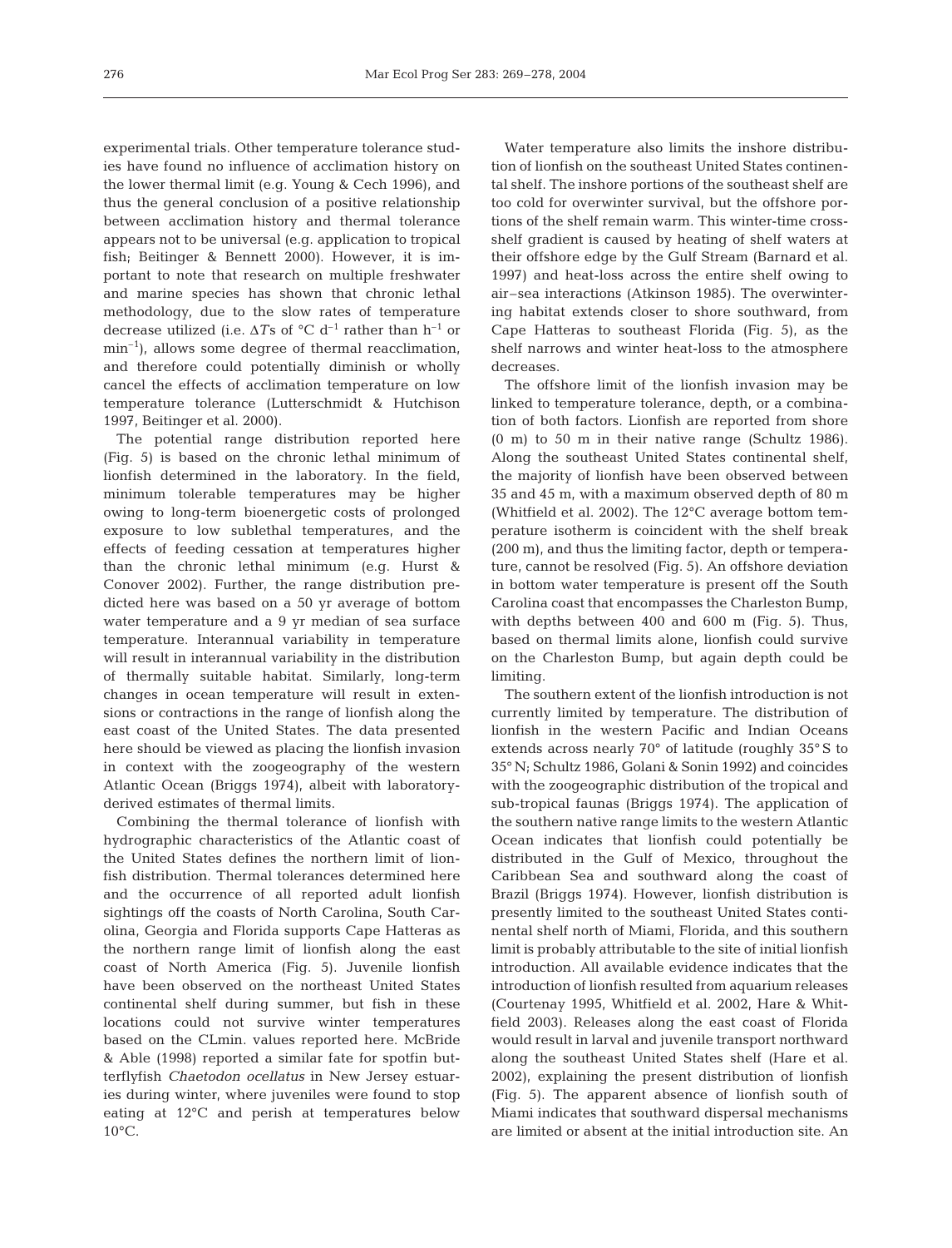experimental trials. Other temperature tolerance studies have found no influence of acclimation history on the lower thermal limit (e.g. Young & Cech 1996), and thus the general conclusion of a positive relationship between acclimation history and thermal tolerance appears not to be universal (e.g. application to tropical fish; Beitinger & Bennett 2000). However, it is important to note that research on multiple freshwater and marine species has shown that chronic lethal methodology, due to the slow rates of temperature decrease utilized (i.e. $\Delta T$s of °C d$^{-1}$ rather than h$^{-1}$ or min$^{-1}$), allows some degree of thermal reacclimation, and therefore could potentially diminish or wholly cancel the effects of acclimation temperature on low temperature tolerance (Lutterschmidt & Hutchison 1997, Beitinger et al. 2000).

The potential range distribution reported here (Fig. 5) is based on the chronic lethal minimum of lionfish determined in the laboratory. In the field, minimum tolerable temperatures may be higher owing to long-term bioenergetic costs of prolonged exposure to low sublethal temperatures, and the effects of feeding cessation at temperatures higher than the chronic lethal minimum (e.g. Hurst & Conover 2002). Further, the range distribution predicted here was based on a 50 yr average of bottom water temperature and a 9 yr median of sea surface temperature. Interannual variability in temperature will result in interannual variability in the distribution of thermally suitable habitat. Similarly, long-term changes in ocean temperature will result in extensions or contractions in the range of lionfish along the east coast of the United States. The data presented here should be viewed as placing the lionfish invasion in context with the zoogeography of the western Atlantic Ocean (Briggs 1974), albeit with laboratory-derived estimates of thermal limits.

Combining the thermal tolerance of lionfish with hydrographic characteristics of the Atlantic coast of the United States defines the northern limit of lionfish distribution. Thermal tolerances determined here and the occurrence of all reported adult lionfish sightings off the coasts of North Carolina, South Carolina, Georgia and Florida supports Cape Hatteras as the northern range limit of lionfish along the east coast of North America (Fig. 5). Juvenile lionfish have been observed on the northeast United States continental shelf during summer, but fish in these locations could not survive winter temperatures based on the CLmin. values reported here. McBride & Able (1998) reported a similar fate for spotfin butterflyfish *Chaetodon ocellatus* in New Jersey estuaries during winter, where juveniles were found to stop eating at 12°C and perish at temperatures below 10°C.

Water temperature also limits the inshore distribution of lionfish on the southeast United States continental shelf. The inshore portions of the southeast shelf are too cold for overwinter survival, but the offshore portions of the shelf remain warm. This winter-time cross-shelf gradient is caused by heating of shelf waters at their offshore edge by the Gulf Stream (Barnard et al. 1997) and heat-loss across the entire shelf owing to air–sea interactions (Atkinson 1985). The overwintering habitat extends closer to shore southward, from Cape Hatteras to southeast Florida (Fig. 5), as the shelf narrows and winter heat-loss to the atmosphere decreases.

The offshore limit of the lionfish invasion may be linked to temperature tolerance, depth, or a combination of both factors. Lionfish are reported from shore (0 m) to 50 m in their native range (Schultz 1986). Along the southeast United States continental shelf, the majority of lionfish have been observed between 35 and 45 m, with a maximum observed depth of 80 m (Whitfield et al. 2002). The 12°C average bottom temperature isotherm is coincident with the shelf break (200 m), and thus the limiting factor, depth or temperature, cannot be resolved (Fig. 5). An offshore deviation in bottom water temperature is present off the South Carolina coast that encompasses the Charleston Bump, with depths between 400 and 600 m (Fig. 5). Thus, based on thermal limits alone, lionfish could survive on the Charleston Bump, but again depth could be limiting.

The southern extent of the lionfish introduction is not currently limited by temperature. The distribution of lionfish in the western Pacific and Indian Oceans extends across nearly 70° of latitude (roughly 35° S to 35° N; Schultz 1986, Golani & Sonin 1992) and coincides with the zoogeographic distribution of the tropical and sub-tropical faunas (Briggs 1974). The application of the southern native range limits to the western Atlantic Ocean indicates that lionfish could potentially be distributed in the Gulf of Mexico, throughout the Caribbean Sea and southward along the coast of Brazil (Briggs 1974). However, lionfish distribution is presently limited to the southeast United States continental shelf north of Miami, Florida, and this southern limit is probably attributable to the site of initial lionfish introduction. All available evidence indicates that the introduction of lionfish resulted from aquarium releases (Courtenay 1995, Whitfield et al. 2002, Hare & Whitfield 2003). Releases along the east coast of Florida would result in larval and juvenile transport northward along the southeast United States shelf (Hare et al. 2002), explaining the present distribution of lionfish (Fig. 5). The apparent absence of lionfish south of Miami indicates that southward dispersal mechanisms are limited or absent at the initial introduction site. An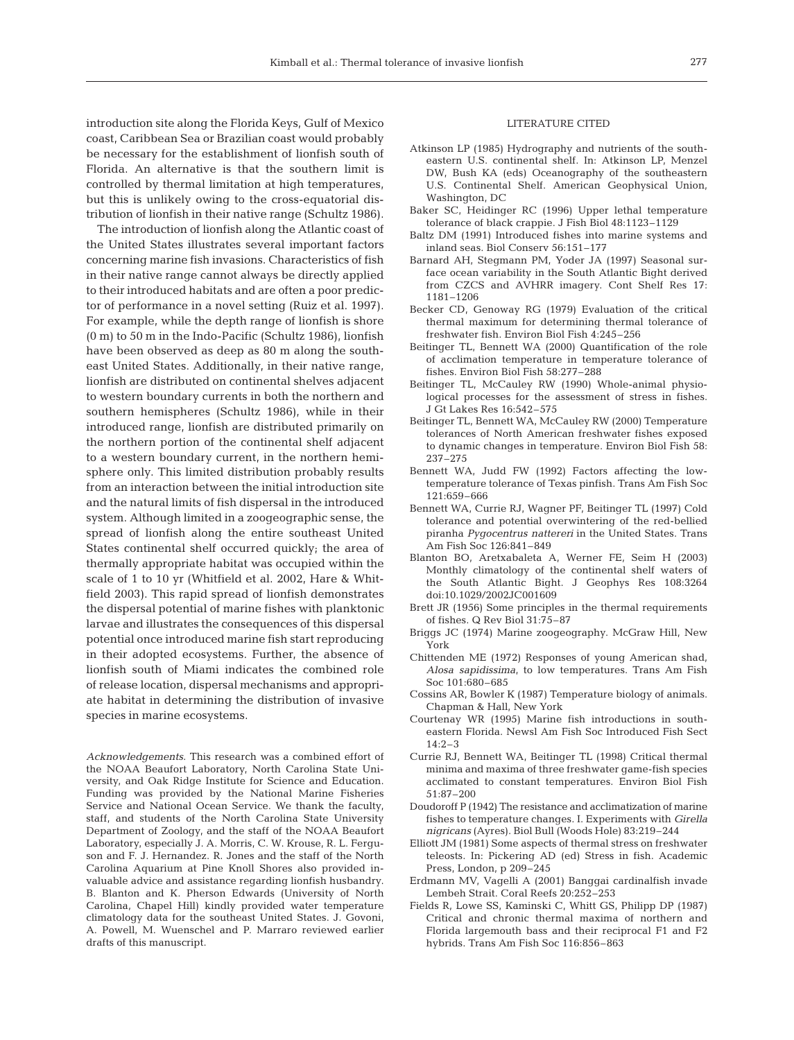introduction site along the Florida Keys, Gulf of Mexico coast, Caribbean Sea or Brazilian coast would probably be necessary for the establishment of lionfish south of Florida. An alternative is that the southern limit is controlled by thermal limitation at high temperatures, but this is unlikely owing to the cross-equatorial distribution of lionfish in their native range (Schultz 1986).

The introduction of lionfish along the Atlantic coast of the United States illustrates several important factors concerning marine fish invasions. Characteristics of fish in their native range cannot always be directly applied to their introduced habitats and are often a poor predictor of performance in a novel setting (Ruiz et al. 1997). For example, while the depth range of lionfish is shore (0 m) to 50 m in the Indo-Pacific (Schultz 1986), lionfish have been observed as deep as 80 m along the southeast United States. Additionally, in their native range, lionfish are distributed on continental shelves adjacent to western boundary currents in both the northern and southern hemispheres (Schultz 1986), while in their introduced range, lionfish are distributed primarily on the northern portion of the continental shelf adjacent to a western boundary current, in the northern hemisphere only. This limited distribution probably results from an interaction between the initial introduction site and the natural limits of fish dispersal in the introduced system. Although limited in a zoogeographic sense, the spread of lionfish along the entire southeast United States continental shelf occurred quickly; the area of thermally appropriate habitat was occupied within the scale of 1 to 10 yr (Whitfield et al. 2002, Hare & Whitfield 2003). This rapid spread of lionfish demonstrates the dispersal potential of marine fishes with planktonic larvae and illustrates the consequences of this dispersal potential once introduced marine fish start reproducing in their adopted ecosystems. Further, the absence of lionfish south of Miami indicates the combined role of release location, dispersal mechanisms and appropriate habitat in determining the distribution of invasive species in marine ecosystems.

*Acknowledgements.* This research was a combined effort of the NOAA Beaufort Laboratory, North Carolina State University, and Oak Ridge Institute for Science and Education. Funding was provided by the National Marine Fisheries Service and National Ocean Service. We thank the faculty, staff, and students of the North Carolina State University Department of Zoology, and the staff of the NOAA Beaufort Laboratory, especially J. A. Morris, C. W. Krouse, R. L. Ferguson and F. J. Hernandez. R. Jones and the staff of the North Carolina Aquarium at Pine Knoll Shores also provided invaluable advice and assistance regarding lionfish husbandry. B. Blanton and K. Pherson Edwards (University of North Carolina, Chapel Hill) kindly provided water temperature climatology data for the southeast United States. J. Govoni, A. Powell, M. Wuenschel and P. Marraro reviewed earlier drafts of this manuscript.

## LITERATURE CITED

Atkinson LP (1985) Hydrography and nutrients of the southeastern U.S. continental shelf. In: Atkinson LP, Menzel DW, Bush KA (eds) Oceanography of the southeastern U.S. Continental Shelf. American Geophysical Union, Washington, DC

Baker SC, Heidinger RC (1996) Upper lethal temperature tolerance of black crappie. J Fish Biol 48:1123–1129

Baltz DM (1991) Introduced fishes into marine systems and inland seas. Biol Conserv 56:151–177

Barnard AH, Stegmann PM, Yoder JA (1997) Seasonal surface ocean variability in the South Atlantic Bight derived from CZCS and AVHRR imagery. Cont Shelf Res 17: 1181–1206

Becker CD, Genoway RG (1979) Evaluation of the critical thermal maximum for determining thermal tolerance of freshwater fish. Environ Biol Fish 4:245–256

Beitinger TL, Bennett WA (2000) Quantification of the role of acclimation temperature in temperature tolerance of fishes. Environ Biol Fish 58:277–288

Beitinger TL, McCauley RW (1990) Whole-animal physiological processes for the assessment of stress in fishes. J Gt Lakes Res 16:542–575

Beitinger TL, Bennett WA, McCauley RW (2000) Temperature tolerances of North American freshwater fishes exposed to dynamic changes in temperature. Environ Biol Fish 58: 237–275

Bennett WA, Judd FW (1992) Factors affecting the low-temperature tolerance of Texas pinfish. Trans Am Fish Soc 121:659–666

Bennett WA, Currie RJ, Wagner PF, Beitinger TL (1997) Cold tolerance and potential overwintering of the red-bellied piranha *Pygocentrus nattereri* in the United States. Trans Am Fish Soc 126:841–849

Blanton BO, Aretxabaleta A, Werner FE, Seim H (2003) Monthly climatology of the continental shelf waters of the South Atlantic Bight. J Geophys Res 108:3264 doi:10.1029/2002JC001609

Brett JR (1956) Some principles in the thermal requirements of fishes. Q Rev Biol 31:75–87

Briggs JC (1974) Marine zoogeography. McGraw Hill, New York

Chittenden ME (1972) Responses of young American shad, *Alosa sapidissima*, to low temperatures. Trans Am Fish Soc 101:680–685

Cossins AR, Bowler K (1987) Temperature biology of animals. Chapman & Hall, New York

Courtenay WR (1995) Marine fish introductions in southeastern Florida. Newsl Am Fish Soc Introduced Fish Sect 14:2–3

Currie RJ, Bennett WA, Beitinger TL (1998) Critical thermal minima and maxima of three freshwater game-fish species acclimated to constant temperatures. Environ Biol Fish 51:87–200

Doudoroff P (1942) The resistance and acclimatization of marine fishes to temperature changes. I. Experiments with *Girella nigricans* (Ayres). Biol Bull (Woods Hole) 83:219–244

Elliott JM (1981) Some aspects of thermal stress on freshwater teleosts. In: Pickering AD (ed) Stress in fish. Academic Press, London, p 209–245

Erdmann MV, Vagelli A (2001) Banggai cardinalfish invade Lembeh Strait. Coral Reefs 20:252–253

Fields R, Lowe SS, Kaminski C, Whitt GS, Philipp DP (1987) Critical and chronic thermal maxima of northern and Florida largemouth bass and their reciprocal F1 and F2 hybrids. Trans Am Fish Soc 116:856–863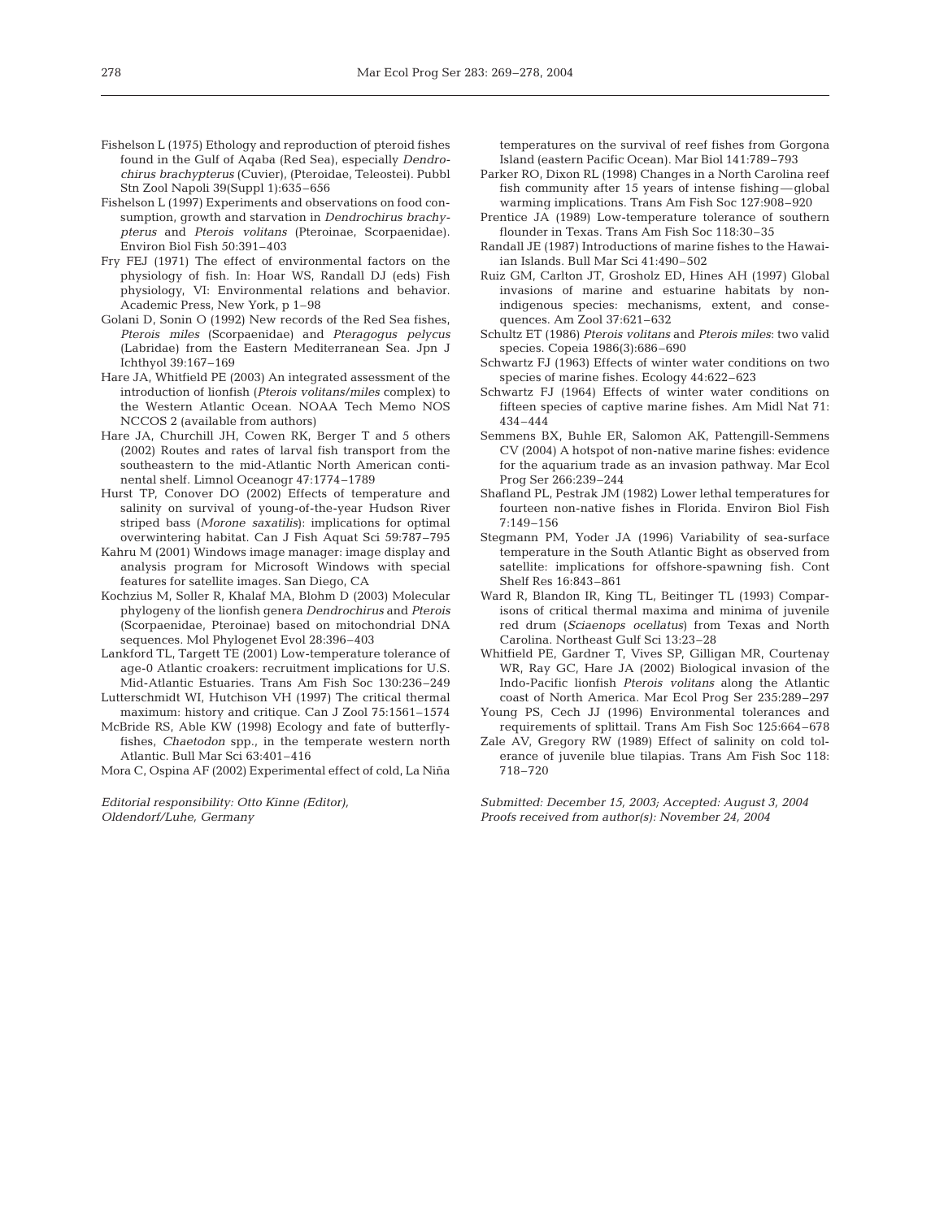Fishelson L (1975) Ethology and reproduction of pteroid fishes found in the Gulf of Aqaba (Red Sea), especially *Dendrochirus brachypterus* (Cuvier), (Pteroidae, Teleostei). Pubbl Stn Zool Napoli 39(Suppl 1):635–656

Fishelson L (1997) Experiments and observations on food consumption, growth and starvation in *Dendrochirus brachypterus* and *Pterois volitans* (Pteroinae, Scorpaenidae). Environ Biol Fish 50:391–403

Fry FEJ (1971) The effect of environmental factors on the physiology of fish. In: Hoar WS, Randall DJ (eds) Fish physiology, VI: Environmental relations and behavior. Academic Press, New York, p 1–98

Golani D, Sonin O (1992) New records of the Red Sea fishes, *Pterois miles* (Scorpaenidae) and *Pteragogus pelycus* (Labridae) from the Eastern Mediterranean Sea. Jpn J Ichthyol 39:167–169

Hare JA, Whitfield PE (2003) An integrated assessment of the introduction of lionfish (*Pterois volitans/miles* complex) to the Western Atlantic Ocean. NOAA Tech Memo NOS NCCOS 2 (available from authors)

Hare JA, Churchill JH, Cowen RK, Berger T and 5 others (2002) Routes and rates of larval fish transport from the southeastern to the mid-Atlantic North American continental shelf. Limnol Oceanogr 47:1774–1789

Hurst TP, Conover DO (2002) Effects of temperature and salinity on survival of young-of-the-year Hudson River striped bass (*Morone saxatilis*): implications for optimal overwintering habitat. Can J Fish Aquat Sci 59:787–795

Kahru M (2001) Windows image manager: image display and analysis program for Microsoft Windows with special features for satellite images. San Diego, CA

Kochzius M, Soller R, Khalaf MA, Blohm D (2003) Molecular phylogeny of the lionfish genera *Dendrochirus* and *Pterois* (Scorpaenidae, Pteroinae) based on mitochondrial DNA sequences. Mol Phylogenet Evol 28:396–403

Lankford TL, Targett TE (2001) Low-temperature tolerance of age-0 Atlantic croakers: recruitment implications for U.S. Mid-Atlantic Estuaries. Trans Am Fish Soc 130:236–249

Lutterschmidt WI, Hutchison VH (1997) The critical thermal maximum: history and critique. Can J Zool 75:1561–1574

McBride RS, Able KW (1998) Ecology and fate of butterflyfishes, *Chaetodon* spp., in the temperate western north Atlantic. Bull Mar Sci 63:401–416

Mora C, Ospina AF (2002) Experimental effect of cold, La Niña temperatures on the survival of reef fishes from Gorgona Island (eastern Pacific Ocean). Mar Biol 141:789–793

Parker RO, Dixon RL (1998) Changes in a North Carolina reef fish community after 15 years of intense fishing—global warming implications. Trans Am Fish Soc 127:908–920

Prentice JA (1989) Low-temperature tolerance of southern flounder in Texas. Trans Am Fish Soc 118:30–35

Randall JE (1987) Introductions of marine fishes to the Hawaiian Islands. Bull Mar Sci 41:490–502

Ruiz GM, Carlton JT, Grosholz ED, Hines AH (1997) Global invasions of marine and estuarine habitats by non-indigenous species: mechanisms, extent, and consequences. Am Zool 37:621–632

Schultz ET (1986) *Pterois volitans* and *Pterois miles*: two valid species. Copeia 1986(3):686–690

Schwartz FJ (1963) Effects of winter water conditions on two species of marine fishes. Ecology 44:622–623

Schwartz FJ (1964) Effects of winter water conditions on fifteen species of captive marine fishes. Am Midl Nat 71: 434–444

Semmens BX, Buhle ER, Salomon AK, Pattengill-Semmens CV (2004) A hotspot of non-native marine fishes: evidence for the aquarium trade as an invasion pathway. Mar Ecol Prog Ser 266:239–244

Shafland PL, Pestrak JM (1982) Lower lethal temperatures for fourteen non-native fishes in Florida. Environ Biol Fish 7:149–156

Stegmann PM, Yoder JA (1996) Variability of sea-surface temperature in the South Atlantic Bight as observed from satellite: implications for offshore-spawning fish. Cont Shelf Res 16:843–861

Ward R, Blandon IR, King TL, Beitinger TL (1993) Comparisons of critical thermal maxima and minima of juvenile red drum (*Sciaenops ocellatus*) from Texas and North Carolina. Northeast Gulf Sci 13:23–28

Whitfield PE, Gardner T, Vives SP, Gilligan MR, Courtenay WR, Ray GC, Hare JA (2002) Biological invasion of the Indo-Pacific lionfish *Pterois volitans* along the Atlantic coast of North America. Mar Ecol Prog Ser 235:289–297

Young PS, Cech JJ (1996) Environmental tolerances and requirements of splittail. Trans Am Fish Soc 125:664–678

Zale AV, Gregory RW (1989) Effect of salinity on cold tolerance of juvenile blue tilapias. Trans Am Fish Soc 118: 718–720

*Editorial responsibility: Otto Kinne (Editor), Oldendorf/Luhe, Germany*

*Submitted: December 15, 2003; Accepted: August 3, 2004*
*Proofs received from author(s): November 24, 2004*